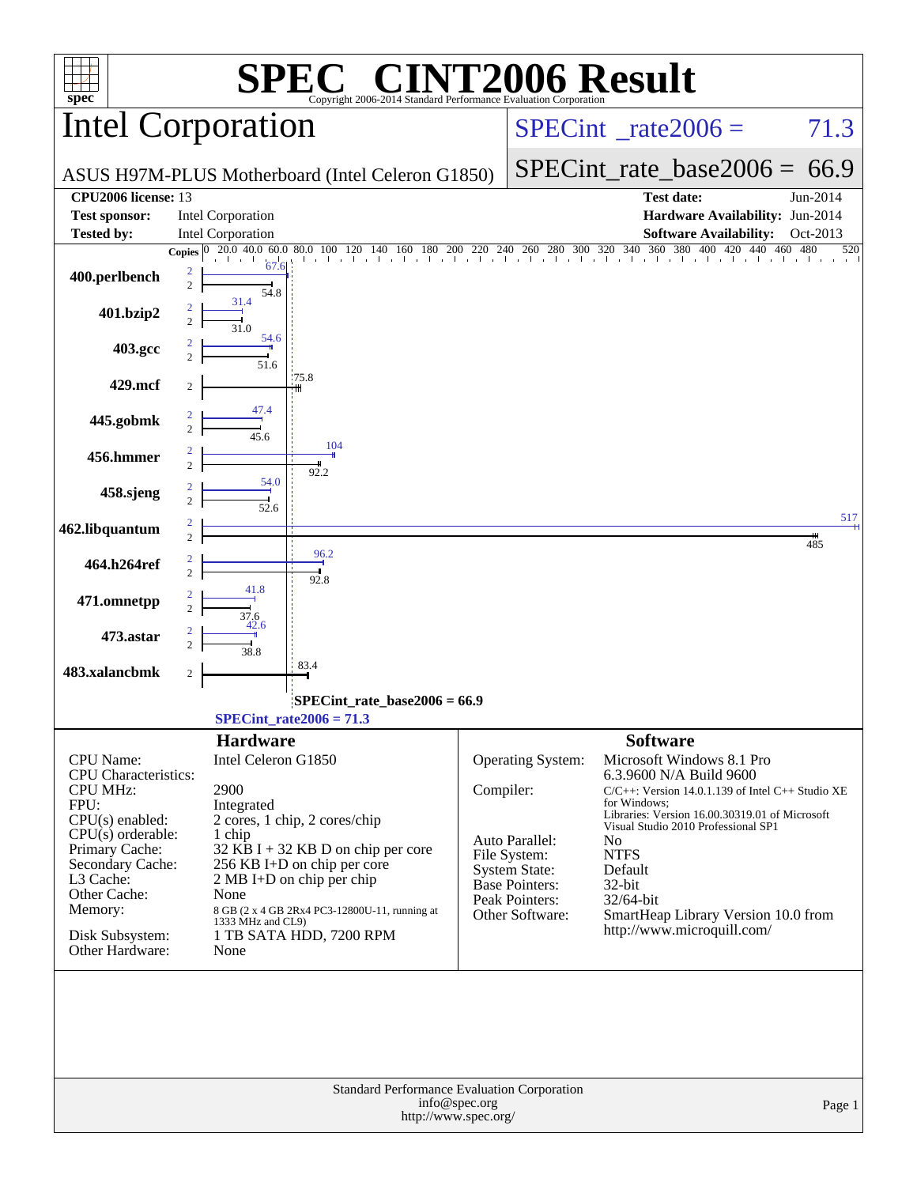# SPEC® CINT2006 Result

Copyright 2006-2014 Standard Performance Evaluation Corporation

## Intel Corporation

ASUS H97M-PLUS Motherboard (Intel Celeron G1850)

SPECint_rate2006 = 71.3

SPECint_rate_base2006 = 66.9

| | | | |
|---|---|---|---|
| **CPU2006 license:** | 13 | **Test date:** | Jun-2014 |
| **Test sponsor:** | Intel Corporation | **Hardware Availability:** | Jun-2014 |
| **Tested by:** | Intel Corporation | **Software Availability:** | Oct-2013 |

| Benchmark | Copies (peak) | Copies (base) | Peak | Base |
|---|---|---|---|---|
| 400.perlbench | 2 | 2 | 67.6 | 54.8 |
| 401.bzip2 | 2 | 2 | 31.4 | 31.0 |
| 403.gcc | 2 | 2 | 54.6 | 51.6 |
| 429.mcf | | 2 | | 75.8 |
| 445.gobmk | 2 | 2 | 47.4 | 45.6 |
| 456.hmmer | 2 | 2 | 104 | 92.2 |
| 458.sjeng | 2 | 2 | 54.0 | 52.6 |
| 462.libquantum | 2 | 2 | 517 | 485 |
| 464.h264ref | 2 | 2 | 96.2 | 92.8 |
| 471.omnetpp | 2 | 2 | 41.8 | 37.6 |
| 473.astar | 2 | 2 | 42.6 | 38.8 |
| 483.xalancbmk | | 2 | | 83.4 |

SPECint_rate_base2006 = 66.9

SPECint_rate2006 = 71.3

### Hardware

| | |
|---|---|
| CPU Name: | Intel Celeron G1850 |
| CPU Characteristics: | |
| CPU MHz: | 2900 |
| FPU: | Integrated |
| CPU(s) enabled: | 2 cores, 1 chip, 2 cores/chip |
| CPU(s) orderable: | 1 chip |
| Primary Cache: | 32 KB I + 32 KB D on chip per core |
| Secondary Cache: | 256 KB I+D on chip per core |
| L3 Cache: | 2 MB I+D on chip per chip |
| Other Cache: | None |
| Memory: | 8 GB (2 x 4 GB 2Rx4 PC3-12800U-11, running at 1333 MHz and CL9) |
| Disk Subsystem: | 1 TB SATA HDD, 7200 RPM |
| Other Hardware: | None |

### Software

| | |
|---|---|
| Operating System: | Microsoft Windows 8.1 Pro 6.3.9600 N/A Build 9600 |
| Compiler: | C/C++: Version 14.0.1.139 of Intel C++ Studio XE for Windows; Libraries: Version 16.00.30319.01 of Microsoft Visual Studio 2010 Professional SP1 |
| Auto Parallel: | No |
| File System: | NTFS |
| System State: | Default |
| Base Pointers: | 32-bit |
| Peak Pointers: | 32/64-bit |
| Other Software: | SmartHeap Library Version 10.0 from http://www.microquill.com/ |

Standard Performance Evaluation Corporation
info@spec.org
http://www.spec.org/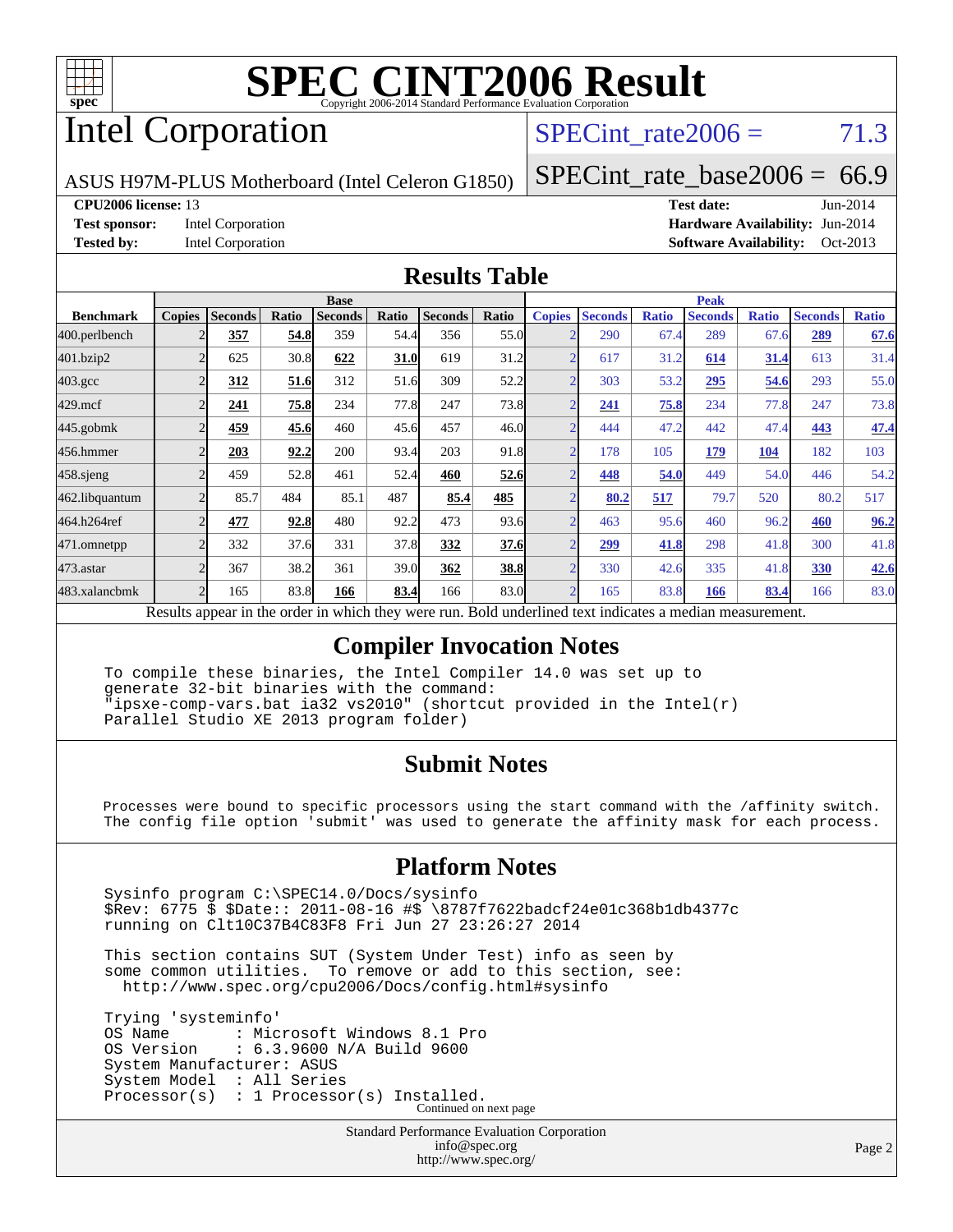# SPEC CINT2006 Result

Copyright 2006-2014 Standard Performance Evaluation Corporation

# Intel Corporation

ASUS H97M-PLUS Motherboard (Intel Celeron G1850)

SPECint_rate2006 = 71.3

SPECint_rate_base2006 = 66.9

**CPU2006 license:** 13
**Test sponsor:** Intel Corporation
**Tested by:** Intel Corporation

**Test date:** Jun-2014
**Hardware Availability:** Jun-2014
**Software Availability:** Oct-2013

## Results Table

| Benchmark | Base | | | | | | | Peak | | | | | | |
|---|---|---|---|---|---|---|---|---|---|---|---|---|---|---|
| | Copies | Seconds | Ratio | Seconds | Ratio | Seconds | Ratio | Copies | Seconds | Ratio | Seconds | Ratio | Seconds | Ratio |
| 400.perlbench | 2 | **357** | **54.8** | 359 | 54.4 | 356 | 55.0 | 2 | 290 | 67.4 | 289 | 67.6 | **289** | **67.6** |
| 401.bzip2 | 2 | 625 | 30.8 | **622** | **31.0** | 619 | 31.2 | 2 | 617 | 31.2 | **614** | **31.4** | 613 | 31.4 |
| 403.gcc | 2 | **312** | **51.6** | 312 | 51.6 | 309 | 52.2 | 2 | 303 | 53.2 | **295** | **54.6** | 293 | 55.0 |
| 429.mcf | 2 | **241** | **75.8** | 234 | 77.8 | 247 | 73.8 | 2 | **241** | **75.8** | 234 | 77.8 | 247 | 73.8 |
| 445.gobmk | 2 | **459** | **45.6** | 460 | 45.6 | 457 | 46.0 | 2 | 444 | 47.2 | 442 | 47.4 | **443** | **47.4** |
| 456.hmmer | 2 | **203** | **92.2** | 200 | 93.4 | 203 | 91.8 | 2 | 178 | 105 | **179** | **104** | 182 | 103 |
| 458.sjeng | 2 | 459 | 52.8 | 461 | 52.4 | **460** | **52.6** | 2 | **448** | **54.0** | 449 | 54.0 | 446 | 54.2 |
| 462.libquantum | 2 | 85.7 | 484 | 85.1 | 487 | **85.4** | **485** | 2 | **80.2** | **517** | 79.7 | 520 | 80.2 | 517 |
| 464.h264ref | 2 | **477** | **92.8** | 480 | 92.2 | 473 | 93.6 | 2 | 463 | 95.6 | 460 | 96.2 | **460** | **96.2** |
| 471.omnetpp | 2 | 332 | 37.6 | 331 | 37.8 | **332** | **37.6** | 2 | **299** | **41.8** | 298 | 41.8 | 300 | 41.8 |
| 473.astar | 2 | 367 | 38.2 | 361 | 39.0 | **362** | **38.8** | 2 | 330 | 42.6 | 335 | 41.8 | **330** | **42.6** |
| 483.xalancbmk | 2 | 165 | 83.8 | **166** | **83.4** | 166 | 83.0 | 2 | 165 | 83.8 | **166** | **83.4** | 166 | 83.0 |

Results appear in the order in which they were run. Bold underlined text indicates a median measurement.

## Compiler Invocation Notes

```
To compile these binaries, the Intel Compiler 14.0 was set up to
generate 32-bit binaries with the command:
"ipsxe-comp-vars.bat ia32 vs2010" (shortcut provided in the Intel(r)
Parallel Studio XE 2013 program folder)
```

## Submit Notes

```
Processes were bound to specific processors using the start command with the /affinity switch.
The config file option 'submit' was used to generate the affinity mask for each process.
```

## Platform Notes

```
Sysinfo program C:\SPEC14.0/Docs/sysinfo
$Rev: 6775 $ $Date:: 2011-08-16 #$ \8787f7622badcf24e01c368b1db4377c
running on Clt10C37B4C83F8 Fri Jun 27 23:26:27 2014

This section contains SUT (System Under Test) info as seen by
some common utilities.  To remove or add to this section, see:
  http://www.spec.org/cpu2006/Docs/config.html#sysinfo

Trying 'systeminfo'
OS Name        : Microsoft Windows 8.1 Pro
OS Version     : 6.3.9600 N/A Build 9600
System Manufacturer: ASUS
System Model   : All Series
Processor(s)   : 1 Processor(s) Installed.
```

Continued on next page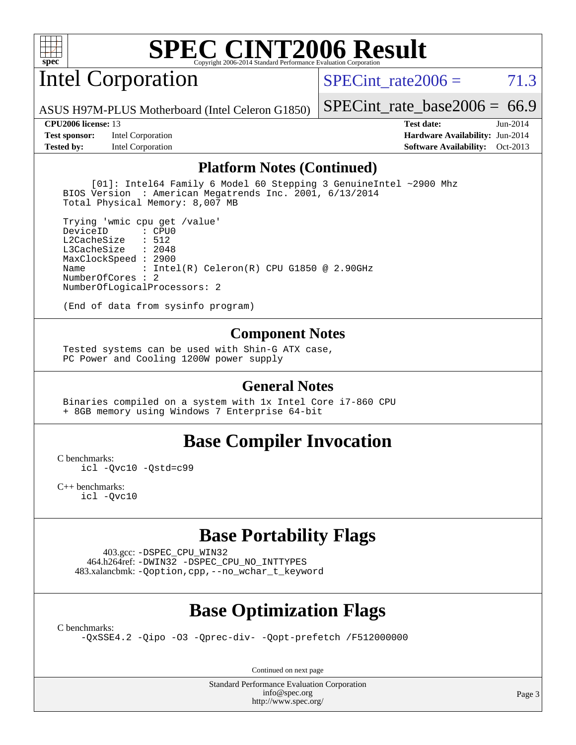# SPEC CINT2006 Result

Copyright 2006-2014 Standard Performance Evaluation Corporation

## Intel Corporation

ASUS H97M-PLUS Motherboard (Intel Celeron G1850)

SPECint_rate2006 = 71.3

SPECint_rate_base2006 = 66.9

| | | | |
|---|---|---|---|
| **CPU2006 license:** 13 | | **Test date:** | Jun-2014 |
| **Test sponsor:** | Intel Corporation | **Hardware Availability:** | Jun-2014 |
| **Tested by:** | Intel Corporation | **Software Availability:** | Oct-2013 |

### Platform Notes (Continued)

```
      [01]: Intel64 Family 6 Model 60 Stepping 3 GenuineIntel ~2900 Mhz
  BIOS Version  : American Megatrends Inc. 2001, 6/13/2014
  Total Physical Memory: 8,007 MB

  Trying 'wmic cpu get /value'
  DeviceID       : CPU0
  L2CacheSize    : 512
  L3CacheSize    : 2048
  MaxClockSpeed  : 2900
  Name           : Intel(R) Celeron(R) CPU G1850 @ 2.90GHz
  NumberOfCores  : 2
  NumberOfLogicalProcessors: 2

  (End of data from sysinfo program)
```

### Component Notes

```
  Tested systems can be used with Shin-G ATX case,
  PC Power and Cooling 1200W power supply
```

### General Notes

```
  Binaries compiled on a system with 1x Intel Core i7-860 CPU
  + 8GB memory using Windows 7 Enterprise 64-bit
```

## Base Compiler Invocation

C benchmarks:
    icl -Qvc10 -Qstd=c99

C++ benchmarks:
    icl -Qvc10

## Base Portability Flags

403.gcc: -DSPEC_CPU_WIN32
464.h264ref: -DWIN32 -DSPEC_CPU_NO_INTTYPES
483.xalancbmk: -Qoption,cpp,--no_wchar_t_keyword

## Base Optimization Flags

C benchmarks:
    -QxSSE4.2 -Qipo -O3 -Qprec-div- -Qopt-prefetch /F512000000

Continued on next page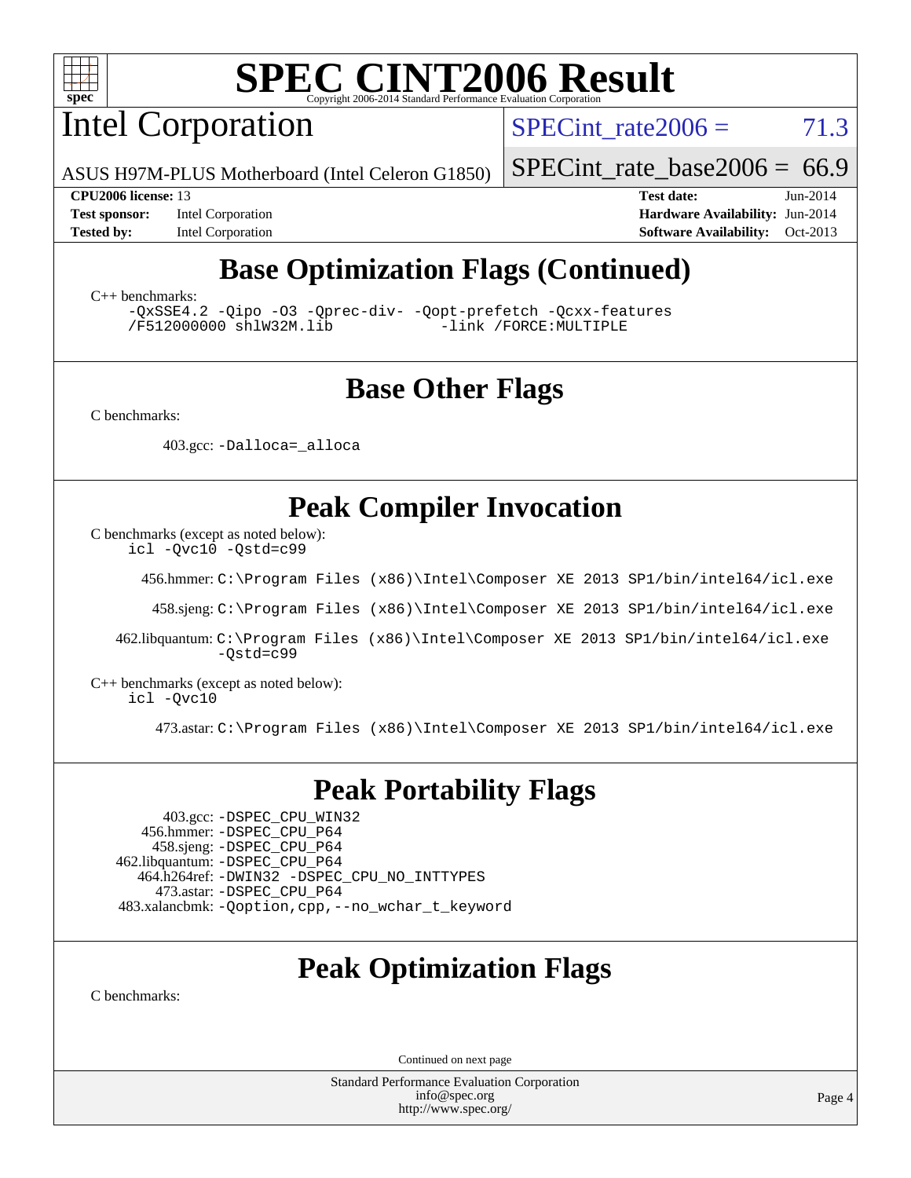# SPEC CINT2006 Result

Copyright 2006-2014 Standard Performance Evaluation Corporation

## Intel Corporation

ASUS H97M-PLUS Motherboard (Intel Celeron G1850)

SPECint_rate2006 = 71.3

SPECint_rate_base2006 = 66.9

**CPU2006 license:** 13
**Test sponsor:** Intel Corporation
**Tested by:** Intel Corporation

**Test date:** Jun-2014
**Hardware Availability:** Jun-2014
**Software Availability:** Oct-2013

## Base Optimization Flags (Continued)

C++ benchmarks:

```
-QxSSE4.2 -Qipo -O3 -Qprec-div- -Qopt-prefetch -Qcxx-features
/F512000000 shlW32M.lib            -link /FORCE:MULTIPLE
```

## Base Other Flags

C benchmarks:

403.gcc: `-Dalloca=_alloca`

## Peak Compiler Invocation

C benchmarks (except as noted below):
`icl -Qvc10 -Qstd=c99`

456.hmmer: `C:\Program Files (x86)\Intel\Composer XE 2013 SP1/bin/intel64/icl.exe`

458.sjeng: `C:\Program Files (x86)\Intel\Composer XE 2013 SP1/bin/intel64/icl.exe`

462.libquantum: `C:\Program Files (x86)\Intel\Composer XE 2013 SP1/bin/intel64/icl.exe -Qstd=c99`

C++ benchmarks (except as noted below):
`icl -Qvc10`

473.astar: `C:\Program Files (x86)\Intel\Composer XE 2013 SP1/bin/intel64/icl.exe`

## Peak Portability Flags

403.gcc: `-DSPEC_CPU_WIN32`
456.hmmer: `-DSPEC_CPU_P64`
458.sjeng: `-DSPEC_CPU_P64`
462.libquantum: `-DSPEC_CPU_P64`
464.h264ref: `-DWIN32 -DSPEC_CPU_NO_INTTYPES`
473.astar: `-DSPEC_CPU_P64`
483.xalancbmk: `-Qoption,cpp,--no_wchar_t_keyword`

## Peak Optimization Flags

C benchmarks:

Continued on next page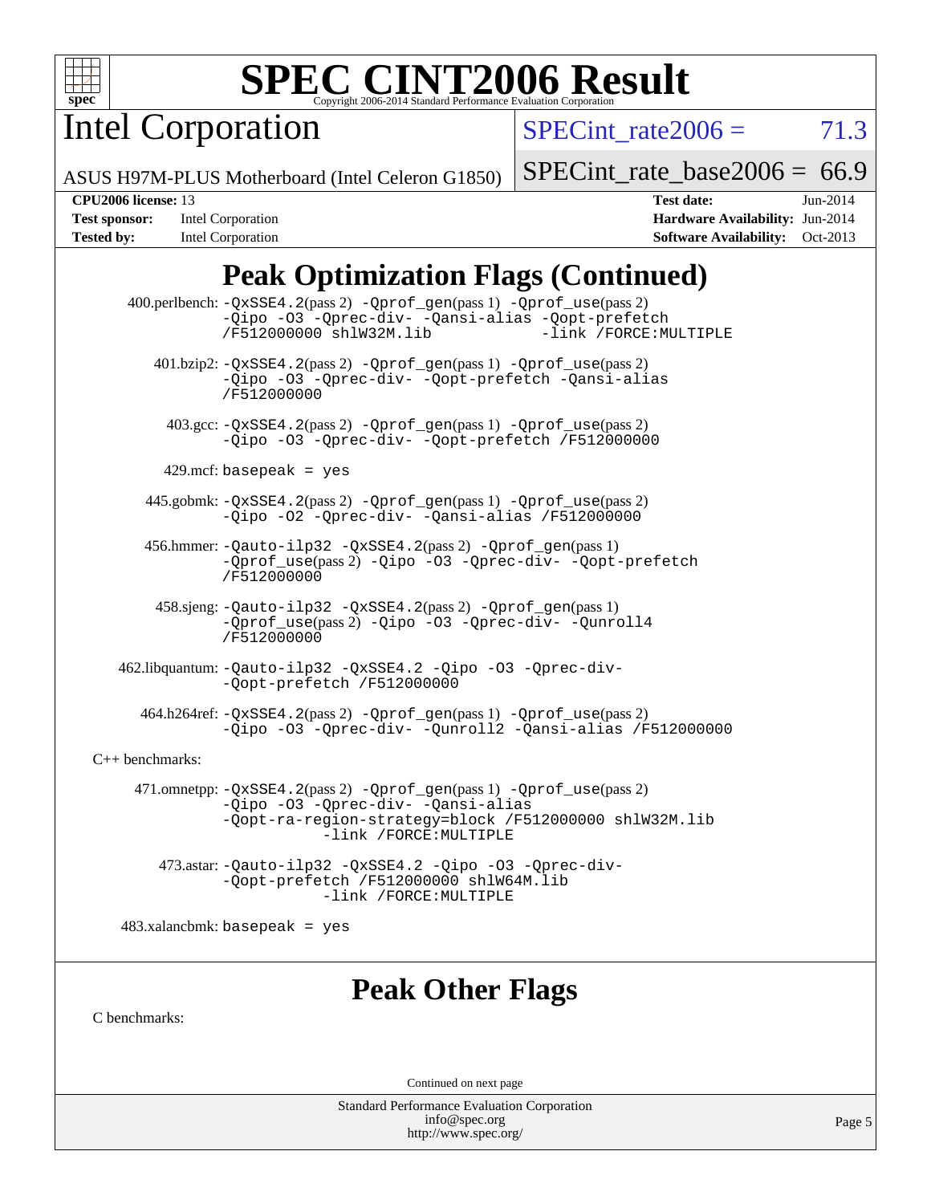# SPEC CINT2006 Result

Copyright 2006-2014 Standard Performance Evaluation Corporation

## Intel Corporation

ASUS H97M-PLUS Motherboard (Intel Celeron G1850)

SPECint_rate2006 = 71.3

SPECint_rate_base2006 = 66.9

**CPU2006 license:** 13
**Test sponsor:** Intel Corporation
**Tested by:** Intel Corporation

**Test date:** Jun-2014
**Hardware Availability:** Jun-2014
**Software Availability:** Oct-2013

## Peak Optimization Flags (Continued)

400.perlbench: -QxSSE4.2(pass 2) -Qprof_gen(pass 1) -Qprof_use(pass 2) -Qipo -O3 -Qprec-div- -Qansi-alias -Qopt-prefetch /F512000000 shlW32M.lib -link /FORCE:MULTIPLE

401.bzip2: -QxSSE4.2(pass 2) -Qprof_gen(pass 1) -Qprof_use(pass 2) -Qipo -O3 -Qprec-div- -Qopt-prefetch -Qansi-alias /F512000000

403.gcc: -QxSSE4.2(pass 2) -Qprof_gen(pass 1) -Qprof_use(pass 2) -Qipo -O3 -Qprec-div- -Qopt-prefetch /F512000000

429.mcf: basepeak = yes

445.gobmk: -QxSSE4.2(pass 2) -Qprof_gen(pass 1) -Qprof_use(pass 2) -Qipo -O2 -Qprec-div- -Qansi-alias /F512000000

456.hmmer: -Qauto-ilp32 -QxSSE4.2(pass 2) -Qprof_gen(pass 1) -Qprof_use(pass 2) -Qipo -O3 -Qprec-div- -Qopt-prefetch /F512000000

458.sjeng: -Qauto-ilp32 -QxSSE4.2(pass 2) -Qprof_gen(pass 1) -Qprof_use(pass 2) -Qipo -O3 -Qprec-div- -Qunroll4 /F512000000

462.libquantum: -Qauto-ilp32 -QxSSE4.2 -Qipo -O3 -Qprec-div- -Qopt-prefetch /F512000000

464.h264ref: -QxSSE4.2(pass 2) -Qprof_gen(pass 1) -Qprof_use(pass 2) -Qipo -O3 -Qprec-div- -Qunroll2 -Qansi-alias /F512000000

C++ benchmarks:

471.omnetpp: -QxSSE4.2(pass 2) -Qprof_gen(pass 1) -Qprof_use(pass 2) -Qipo -O3 -Qprec-div- -Qansi-alias -Qopt-ra-region-strategy=block /F512000000 shlW32M.lib -link /FORCE:MULTIPLE

473.astar: -Qauto-ilp32 -QxSSE4.2 -Qipo -O3 -Qprec-div- -Qopt-prefetch /F512000000 shlW64M.lib -link /FORCE:MULTIPLE

483.xalancbmk: basepeak = yes

## Peak Other Flags

C benchmarks:

Continued on next page

Standard Performance Evaluation Corporation
info@spec.org
http://www.spec.org/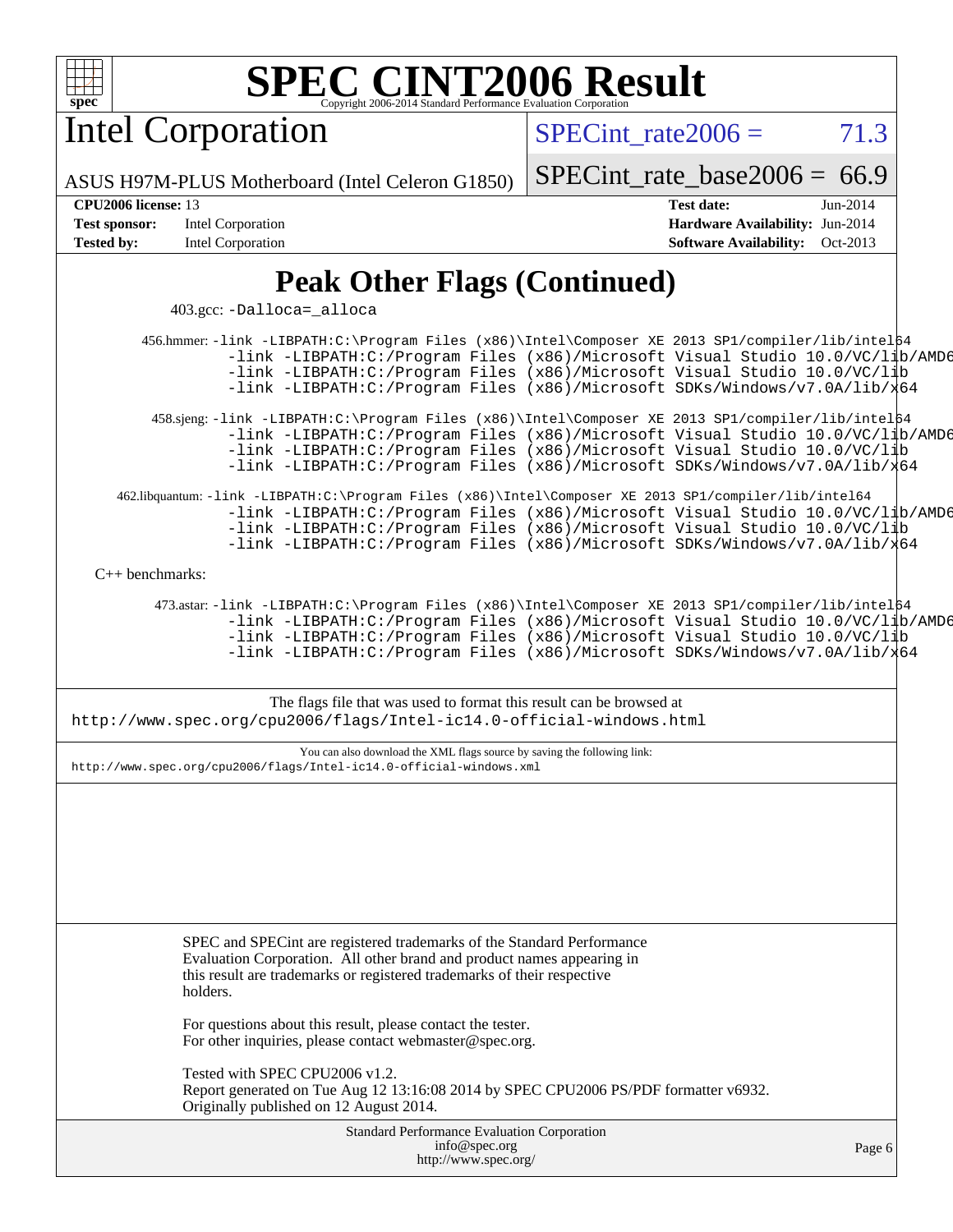# SPEC CINT2006 Result

Copyright 2006-2014 Standard Performance Evaluation Corporation

## Intel Corporation

ASUS H97M-PLUS Motherboard (Intel Celeron G1850)

SPECint_rate2006 = 71.3

SPECint_rate_base2006 = 66.9

**CPU2006 license:** 13
**Test sponsor:** Intel Corporation
**Tested by:** Intel Corporation

**Test date:** Jun-2014
**Hardware Availability:** Jun-2014
**Software Availability:** Oct-2013

## Peak Other Flags (Continued)

403.gcc: -Dalloca=_alloca

456.hmmer: -link -LIBPATH:C:\Program Files (x86)\Intel\Composer XE 2013 SP1/compiler/lib/intel64
-link -LIBPATH:C:/Program Files (x86)/Microsoft Visual Studio 10.0/VC/lib/AMD6
-link -LIBPATH:C:/Program Files (x86)/Microsoft Visual Studio 10.0/VC/lib
-link -LIBPATH:C:/Program Files (x86)/Microsoft SDKs/Windows/v7.0A/lib/x64

458.sjeng: -link -LIBPATH:C:\Program Files (x86)\Intel\Composer XE 2013 SP1/compiler/lib/intel64
-link -LIBPATH:C:/Program Files (x86)/Microsoft Visual Studio 10.0/VC/lib/AMD6
-link -LIBPATH:C:/Program Files (x86)/Microsoft Visual Studio 10.0/VC/lib
-link -LIBPATH:C:/Program Files (x86)/Microsoft SDKs/Windows/v7.0A/lib/x64

462.libquantum: -link -LIBPATH:C:\Program Files (x86)\Intel\Composer XE 2013 SP1/compiler/lib/intel64
-link -LIBPATH:C:/Program Files (x86)/Microsoft Visual Studio 10.0/VC/lib/AMD6
-link -LIBPATH:C:/Program Files (x86)/Microsoft Visual Studio 10.0/VC/lib
-link -LIBPATH:C:/Program Files (x86)/Microsoft SDKs/Windows/v7.0A/lib/x64

C++ benchmarks:

473.astar: -link -LIBPATH:C:\Program Files (x86)\Intel\Composer XE 2013 SP1/compiler/lib/intel64
-link -LIBPATH:C:/Program Files (x86)/Microsoft Visual Studio 10.0/VC/lib/AMD6
-link -LIBPATH:C:/Program Files (x86)/Microsoft Visual Studio 10.0/VC/lib
-link -LIBPATH:C:/Program Files (x86)/Microsoft SDKs/Windows/v7.0A/lib/x64

The flags file that was used to format this result can be browsed at
http://www.spec.org/cpu2006/flags/Intel-ic14.0-official-windows.html

You can also download the XML flags source by saving the following link:
http://www.spec.org/cpu2006/flags/Intel-ic14.0-official-windows.xml

SPEC and SPECint are registered trademarks of the Standard Performance Evaluation Corporation. All other brand and product names appearing in this result are trademarks or registered trademarks of their respective holders.

For questions about this result, please contact the tester.
For other inquiries, please contact webmaster@spec.org.

Tested with SPEC CPU2006 v1.2.
Report generated on Tue Aug 12 13:16:08 2014 by SPEC CPU2006 PS/PDF formatter v6932.
Originally published on 12 August 2014.

Standard Performance Evaluation Corporation
info@spec.org
http://www.spec.org/